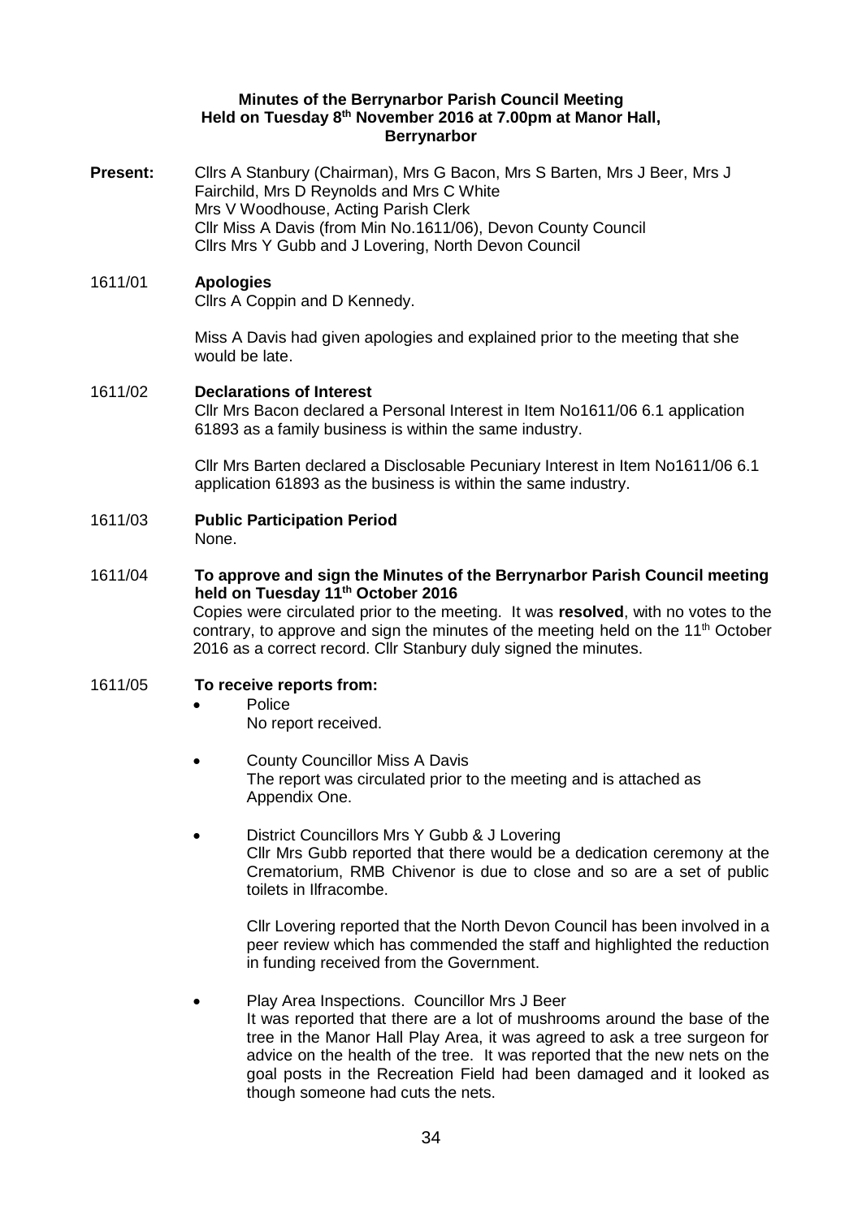**Minutes of the Berrynarbor Parish Council Meeting**
**Held on Tuesday 8th November 2016 at 7.00pm at Manor Hall, Berrynarbor**

**Present:** Cllrs A Stanbury (Chairman), Mrs G Bacon, Mrs S Barten, Mrs J Beer, Mrs J Fairchild, Mrs D Reynolds and Mrs C White
Mrs V Woodhouse, Acting Parish Clerk
Cllr Miss A Davis (from Min No.1611/06), Devon County Council
Cllrs Mrs Y Gubb and J Lovering, North Devon Council

1611/01 **Apologies**

Cllrs A Coppin and D Kennedy.

Miss A Davis had given apologies and explained prior to the meeting that she would be late.

1611/02 **Declarations of Interest**

Cllr Mrs Bacon declared a Personal Interest in Item No1611/06 6.1 application 61893 as a family business is within the same industry.

Cllr Mrs Barten declared a Disclosable Pecuniary Interest in Item No1611/06 6.1 application 61893 as the business is within the same industry.

1611/03 **Public Participation Period**

None.

1611/04 **To approve and sign the Minutes of the Berrynarbor Parish Council meeting held on Tuesday 11th October 2016**

Copies were circulated prior to the meeting. It was **resolved**, with no votes to the contrary, to approve and sign the minutes of the meeting held on the 11th October 2016 as a correct record. Cllr Stanbury duly signed the minutes.

1611/05 **To receive reports from:**

- Police
  No report received.

- County Councillor Miss A Davis
  The report was circulated prior to the meeting and is attached as Appendix One.

- District Councillors Mrs Y Gubb & J Lovering
  Cllr Mrs Gubb reported that there would be a dedication ceremony at the Crematorium, RMB Chivenor is due to close and so are a set of public toilets in Ilfracombe.

  Cllr Lovering reported that the North Devon Council has been involved in a peer review which has commended the staff and highlighted the reduction in funding received from the Government.

- Play Area Inspections. Councillor Mrs J Beer
  It was reported that there are a lot of mushrooms around the base of the tree in the Manor Hall Play Area, it was agreed to ask a tree surgeon for advice on the health of the tree. It was reported that the new nets on the goal posts in the Recreation Field had been damaged and it looked as though someone had cuts the nets.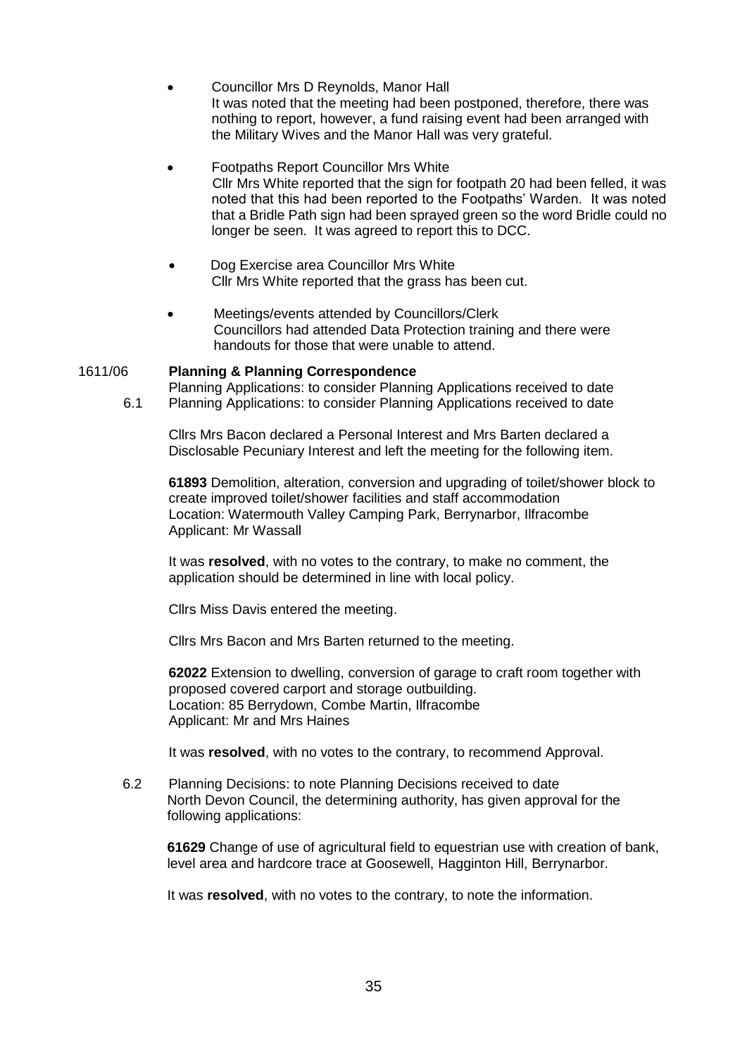- Councillor Mrs D Reynolds, Manor Hall
  It was noted that the meeting had been postponed, therefore, there was nothing to report, however, a fund raising event had been arranged with the Military Wives and the Manor Hall was very grateful.

- Footpaths Report Councillor Mrs White
  Cllr Mrs White reported that the sign for footpath 20 had been felled, it was noted that this had been reported to the Footpaths' Warden. It was noted that a Bridle Path sign had been sprayed green so the word Bridle could no longer be seen. It was agreed to report this to DCC.

- Dog Exercise area Councillor Mrs White
  Cllr Mrs White reported that the grass has been cut.

- Meetings/events attended by Councillors/Clerk
  Councillors had attended Data Protection training and there were handouts for those that were unable to attend.

1611/06 **Planning & Planning Correspondence**

Planning Applications: to consider Planning Applications received to date

6.1 Planning Applications: to consider Planning Applications received to date

Cllrs Mrs Bacon declared a Personal Interest and Mrs Barten declared a Disclosable Pecuniary Interest and left the meeting for the following item.

**61893** Demolition, alteration, conversion and upgrading of toilet/shower block to create improved toilet/shower facilities and staff accommodation
Location: Watermouth Valley Camping Park, Berrynarbor, Ilfracombe
Applicant: Mr Wassall

It was **resolved**, with no votes to the contrary, to make no comment, the application should be determined in line with local policy.

Cllrs Miss Davis entered the meeting.

Cllrs Mrs Bacon and Mrs Barten returned to the meeting.

**62022** Extension to dwelling, conversion of garage to craft room together with proposed covered carport and storage outbuilding.
Location: 85 Berrydown, Combe Martin, Ilfracombe
Applicant: Mr and Mrs Haines

It was **resolved**, with no votes to the contrary, to recommend Approval.

6.2 Planning Decisions: to note Planning Decisions received to date
North Devon Council, the determining authority, has given approval for the following applications:

**61629** Change of use of agricultural field to equestrian use with creation of bank, level area and hardcore trace at Goosewell, Hagginton Hill, Berrynarbor.

It was **resolved**, with no votes to the contrary, to note the information.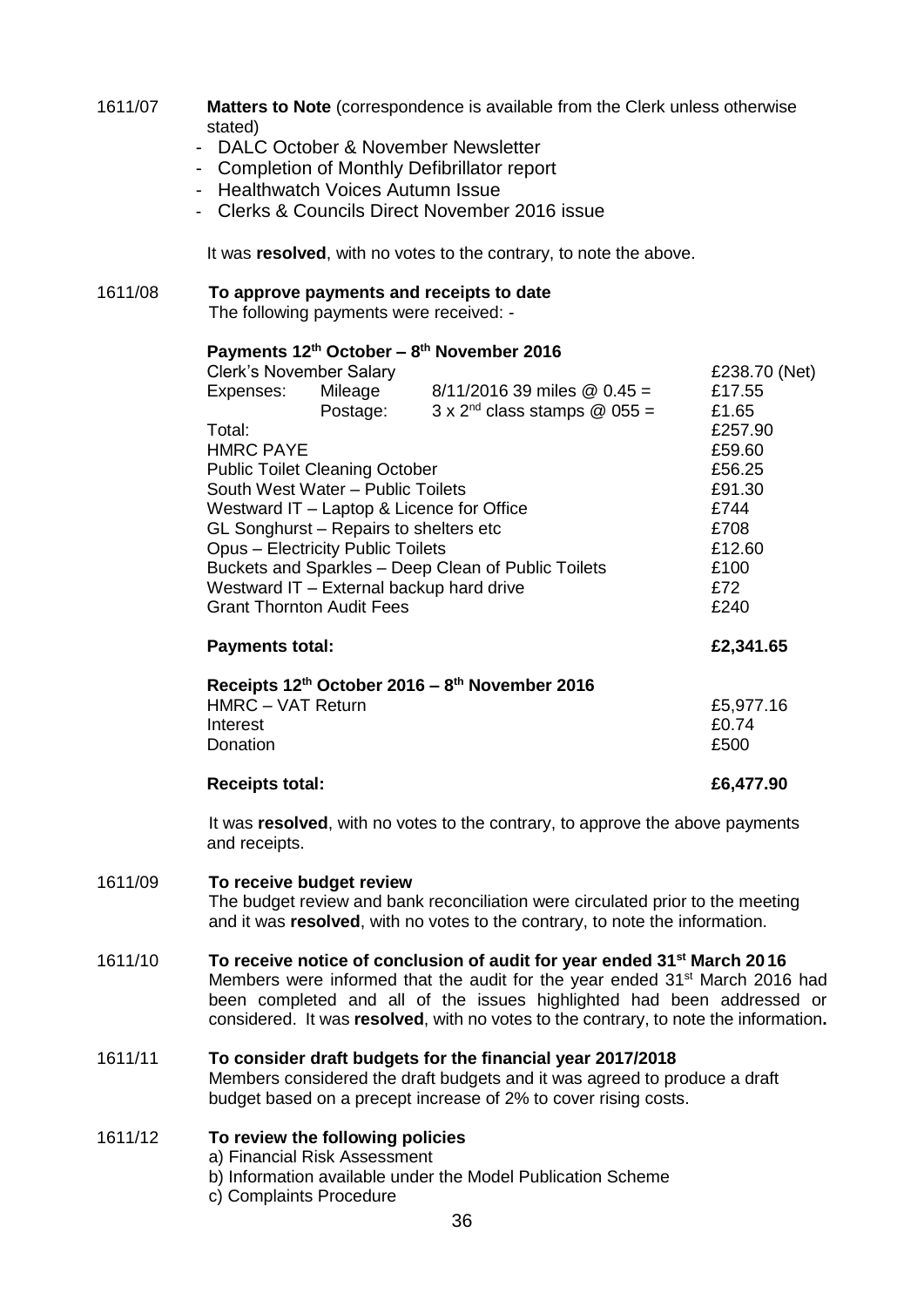1611/07 **Matters to Note** (correspondence is available from the Clerk unless otherwise stated)

- DALC October & November Newsletter
- Completion of Monthly Defibrillator report
- Healthwatch Voices Autumn Issue
- Clerks & Councils Direct November 2016 issue

It was **resolved**, with no votes to the contrary, to note the above.

1611/08 **To approve payments and receipts to date**

The following payments were received: -

**Payments 12th October – 8th November 2016**

| | | | |
|---|---|---|---|
| Clerk's November Salary | | | £238.70 (Net) |
| Expenses: | Mileage | 8/11/2016 39 miles @ 0.45 = | £17.55 |
| | Postage: | 3 x 2nd class stamps @ 055 = | £1.65 |
| Total: | | | £257.90 |
| HMRC PAYE | | | £59.60 |
| Public Toilet Cleaning October | | | £56.25 |
| South West Water – Public Toilets | | | £91.30 |
| Westward IT – Laptop & Licence for Office | | | £744 |
| GL Songhurst – Repairs to shelters etc | | | £708 |
| Opus – Electricity Public Toilets | | | £12.60 |
| Buckets and Sparkles – Deep Clean of Public Toilets | | | £100 |
| Westward IT – External backup hard drive | | | £72 |
| Grant Thornton Audit Fees | | | £240 |
| **Payments total:** | | | **£2,341.65** |

**Receipts 12th October 2016 – 8th November 2016**

| | |
|---|---|
| HMRC – VAT Return | £5,977.16 |
| Interest | £0.74 |
| Donation | £500 |
| **Receipts total:** | **£6,477.90** |

It was **resolved**, with no votes to the contrary, to approve the above payments and receipts.

1611/09 **To receive budget review**

The budget review and bank reconciliation were circulated prior to the meeting and it was **resolved**, with no votes to the contrary, to note the information.

1611/10 **To receive notice of conclusion of audit for year ended 31st March 2016**

Members were informed that the audit for the year ended 31st March 2016 had been completed and all of the issues highlighted had been addressed or considered. It was **resolved**, with no votes to the contrary, to note the information**.**

1611/11 **To consider draft budgets for the financial year 2017/2018**

Members considered the draft budgets and it was agreed to produce a draft budget based on a precept increase of 2% to cover rising costs.

1611/12 **To review the following policies**

a) Financial Risk Assessment
b) Information available under the Model Publication Scheme
c) Complaints Procedure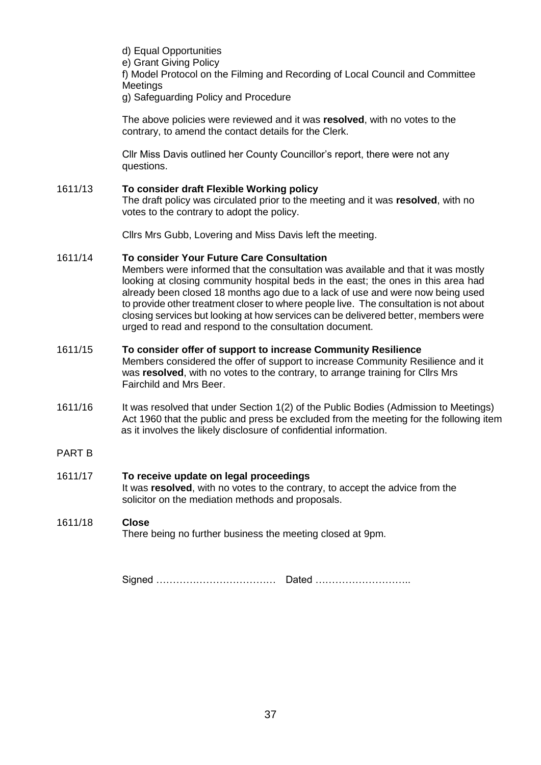d) Equal Opportunities
e) Grant Giving Policy
f) Model Protocol on the Filming and Recording of Local Council and Committee Meetings
g) Safeguarding Policy and Procedure

The above policies were reviewed and it was **resolved**, with no votes to the contrary, to amend the contact details for the Clerk.

Cllr Miss Davis outlined her County Councillor's report, there were not any questions.

1611/13 **To consider draft Flexible Working policy**
The draft policy was circulated prior to the meeting and it was **resolved**, with no votes to the contrary to adopt the policy.

Cllrs Mrs Gubb, Lovering and Miss Davis left the meeting.

1611/14 **To consider Your Future Care Consultation**
Members were informed that the consultation was available and that it was mostly looking at closing community hospital beds in the east; the ones in this area had already been closed 18 months ago due to a lack of use and were now being used to provide other treatment closer to where people live. The consultation is not about closing services but looking at how services can be delivered better, members were urged to read and respond to the consultation document.

1611/15 **To consider offer of support to increase Community Resilience**
Members considered the offer of support to increase Community Resilience and it was **resolved**, with no votes to the contrary, to arrange training for Cllrs Mrs Fairchild and Mrs Beer.

1611/16 It was resolved that under Section 1(2) of the Public Bodies (Admission to Meetings) Act 1960 that the public and press be excluded from the meeting for the following item as it involves the likely disclosure of confidential information.

PART B

1611/17 **To receive update on legal proceedings**
It was **resolved**, with no votes to the contrary, to accept the advice from the solicitor on the mediation methods and proposals.

1611/18 **Close**
There being no further business the meeting closed at 9pm.

Signed ……………………………… Dated ………………………..